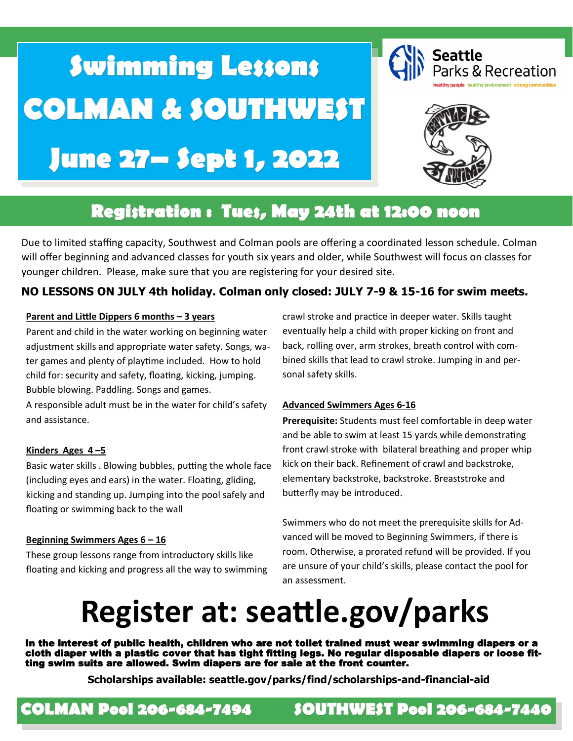# Swimming Lessons

# COLMAN & SOUTHWEST

# June 27– Sept 1, 2022

Seattle Parks & Recreation

healthy people healthy environment strong communities

## Registration : Tues, May 24th at 12:00 noon

Due to limited staffing capacity, Southwest and Colman pools are offering a coordinated lesson schedule. Colman will offer beginning and advanced classes for youth six years and older, while Southwest will focus on classes for younger children. Please, make sure that you are registering for your desired site.

**NO LESSONS ON JULY 4th holiday. Colman only closed: JULY 7-9 & 15-16 for swim meets.**

**Parent and Little Dippers 6 months – 3 years**

Parent and child in the water working on beginning water adjustment skills and appropriate water safety. Songs, water games and plenty of playtime included. How to hold child for: security and safety, floating, kicking, jumping. Bubble blowing. Paddling. Songs and games.

A responsible adult must be in the water for child's safety and assistance.

**Kinders Ages 4 –5**

Basic water skills . Blowing bubbles, putting the whole face (including eyes and ears) in the water. Floating, gliding, kicking and standing up. Jumping into the pool safely and floating or swimming back to the wall

**Beginning Swimmers Ages 6 – 16**

These group lessons range from introductory skills like floating and kicking and progress all the way to swimming crawl stroke and practice in deeper water. Skills taught eventually help a child with proper kicking on front and back, rolling over, arm strokes, breath control with combined skills that lead to crawl stroke. Jumping in and personal safety skills.

**Advanced Swimmers Ages 6-16**

**Prerequisite:** Students must feel comfortable in deep water and be able to swim at least 15 yards while demonstrating front crawl stroke with bilateral breathing and proper whip kick on their back. Refinement of crawl and backstroke, elementary backstroke, backstroke. Breaststroke and butterfly may be introduced.

Swimmers who do not meet the prerequisite skills for Advanced will be moved to Beginning Swimmers, if there is room. Otherwise, a prorated refund will be provided. If you are unsure of your child's skills, please contact the pool for an assessment.

# Register at: seattle.gov/parks

**In the interest of public health, children who are not toilet trained must wear swimming diapers or a cloth diaper with a plastic cover that has tight fitting legs. No regular disposable diapers or loose fitting swim suits are allowed. Swim diapers are for sale at the front counter.**

**Scholarships available: seattle.gov/parks/find/scholarships-and-financial-aid**

**COLMAN Pool 206-684-7494 SOUTHWEST Pool 206-684-7440**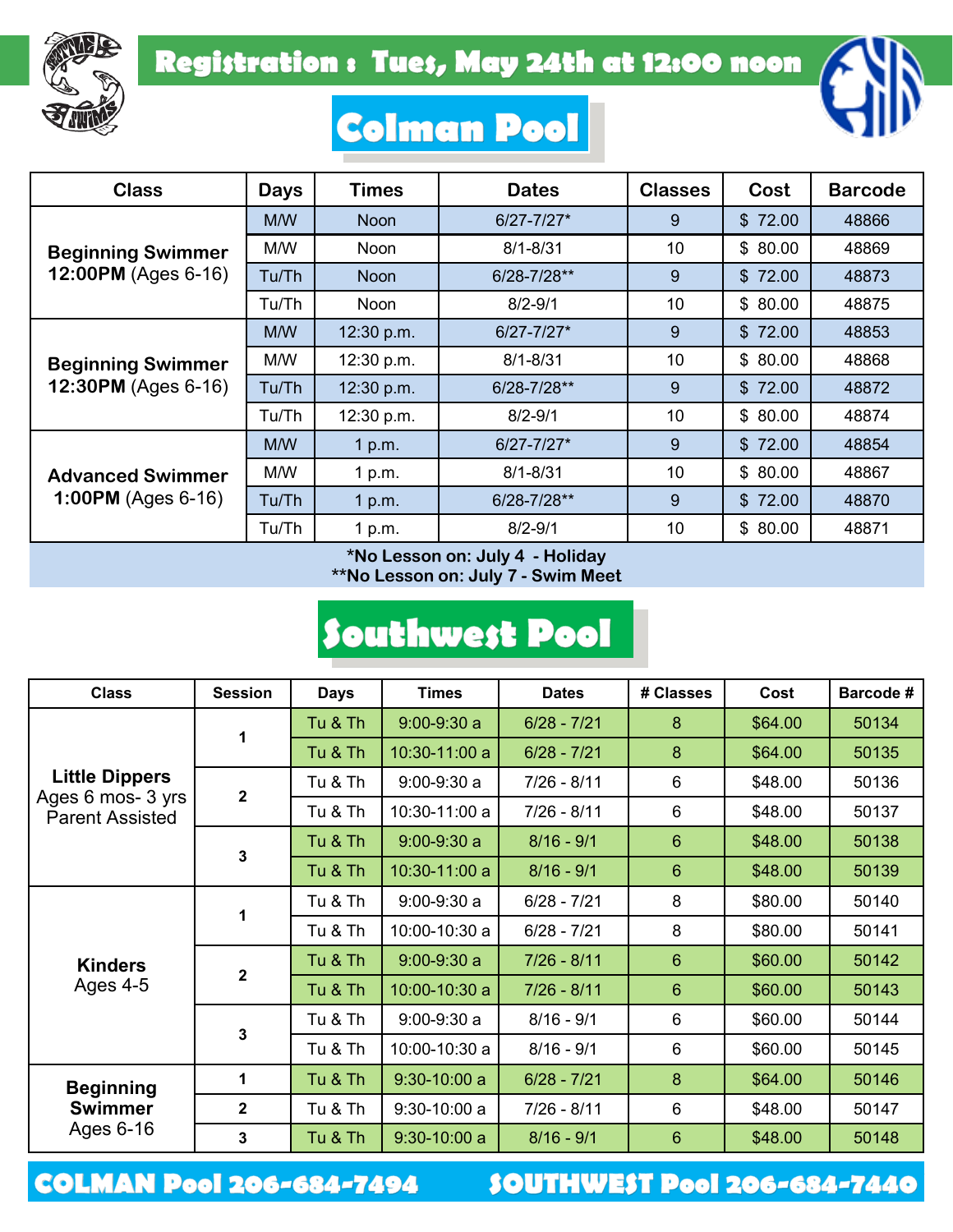## Registration : Tues, May 24th at 12:00 noon

# Colman Pool

| Class | Days | Times | Dates | Classes | Cost | Barcode |
|---|---|---|---|---|---|---|
| **Beginning Swimmer 12:00PM** (Ages 6-16) | M/W | Noon | 6/27-7/27* | 9 | $ 72.00 | 48866 |
| | M/W | Noon | 8/1-8/31 | 10 | $ 80.00 | 48869 |
| | Tu/Th | Noon | 6/28-7/28** | 9 | $ 72.00 | 48873 |
| | Tu/Th | Noon | 8/2-9/1 | 10 | $ 80.00 | 48875 |
| **Beginning Swimmer 12:30PM** (Ages 6-16) | M/W | 12:30 p.m. | 6/27-7/27* | 9 | $ 72.00 | 48853 |
| | M/W | 12:30 p.m. | 8/1-8/31 | 10 | $ 80.00 | 48868 |
| | Tu/Th | 12:30 p.m. | 6/28-7/28** | 9 | $ 72.00 | 48872 |
| | Tu/Th | 12:30 p.m. | 8/2-9/1 | 10 | $ 80.00 | 48874 |
| **Advanced Swimmer 1:00PM** (Ages 6-16) | M/W | 1 p.m. | 6/27-7/27* | 9 | $ 72.00 | 48854 |
| | M/W | 1 p.m. | 8/1-8/31 | 10 | $ 80.00 | 48867 |
| | Tu/Th | 1 p.m. | 6/28-7/28** | 9 | $ 72.00 | 48870 |
| | Tu/Th | 1 p.m. | 8/2-9/1 | 10 | $ 80.00 | 48871 |

**\*No Lesson on: July 4 - Holiday**
**\*\*No Lesson on: July 7 - Swim Meet**

# Southwest Pool

| Class | Session | Days | Times | Dates | # Classes | Cost | Barcode # |
|---|---|---|---|---|---|---|---|
| **Little Dippers** Ages 6 mos- 3 yrs Parent Assisted | 1 | Tu & Th | 9:00-9:30 a | 6/28 - 7/21 | 8 | $64.00 | 50134 |
| | | Tu & Th | 10:30-11:00 a | 6/28 - 7/21 | 8 | $64.00 | 50135 |
| | 2 | Tu & Th | 9:00-9:30 a | 7/26 - 8/11 | 6 | $48.00 | 50136 |
| | | Tu & Th | 10:30-11:00 a | 7/26 - 8/11 | 6 | $48.00 | 50137 |
| | 3 | Tu & Th | 9:00-9:30 a | 8/16 - 9/1 | 6 | $48.00 | 50138 |
| | | Tu & Th | 10:30-11:00 a | 8/16 - 9/1 | 6 | $48.00 | 50139 |
| **Kinders** Ages 4-5 | 1 | Tu & Th | 9:00-9:30 a | 6/28 - 7/21 | 8 | $80.00 | 50140 |
| | | Tu & Th | 10:00-10:30 a | 6/28 - 7/21 | 8 | $80.00 | 50141 |
| | 2 | Tu & Th | 9:00-9:30 a | 7/26 - 8/11 | 6 | $60.00 | 50142 |
| | | Tu & Th | 10:00-10:30 a | 7/26 - 8/11 | 6 | $60.00 | 50143 |
| | 3 | Tu & Th | 9:00-9:30 a | 8/16 - 9/1 | 6 | $60.00 | 50144 |
| | | Tu & Th | 10:00-10:30 a | 8/16 - 9/1 | 6 | $60.00 | 50145 |
| **Beginning Swimmer** Ages 6-16 | 1 | Tu & Th | 9:30-10:00 a | 6/28 - 7/21 | 8 | $64.00 | 50146 |
| | 2 | Tu & Th | 9:30-10:00 a | 7/26 - 8/11 | 6 | $48.00 | 50147 |
| | 3 | Tu & Th | 9:30-10:00 a | 8/16 - 9/1 | 6 | $48.00 | 50148 |

**COLMAN Pool 206-684-7494 SOUTHWEST Pool 206-684-7440**